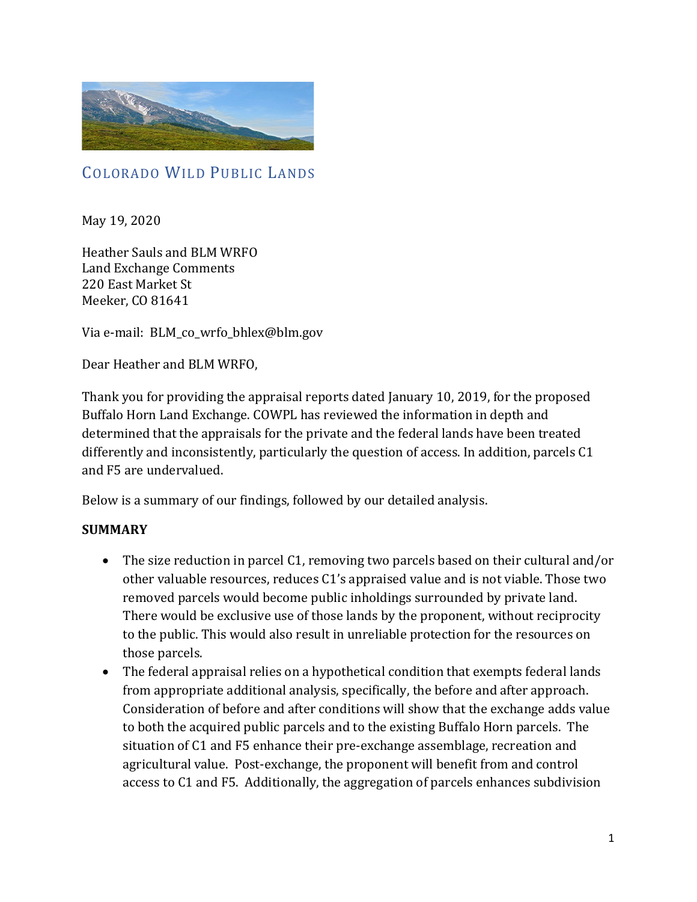# COLORADO WILD PUBLIC LANDS

May 19, 2020

Heather Sauls and BLM WRFO
Land Exchange Comments
220 East Market St
Meeker, CO 81641

Via e-mail: BLM_co_wrfo_bhlex@blm.gov

Dear Heather and BLM WRFO,

Thank you for providing the appraisal reports dated January 10, 2019, for the proposed Buffalo Horn Land Exchange. COWPL has reviewed the information in depth and determined that the appraisals for the private and the federal lands have been treated differently and inconsistently, particularly the question of access. In addition, parcels C1 and F5 are undervalued.

Below is a summary of our findings, followed by our detailed analysis.

**SUMMARY**

- The size reduction in parcel C1, removing two parcels based on their cultural and/or other valuable resources, reduces C1's appraised value and is not viable. Those two removed parcels would become public inholdings surrounded by private land. There would be exclusive use of those lands by the proponent, without reciprocity to the public. This would also result in unreliable protection for the resources on those parcels.
- The federal appraisal relies on a hypothetical condition that exempts federal lands from appropriate additional analysis, specifically, the before and after approach. Consideration of before and after conditions will show that the exchange adds value to both the acquired public parcels and to the existing Buffalo Horn parcels. The situation of C1 and F5 enhance their pre-exchange assemblage, recreation and agricultural value. Post-exchange, the proponent will benefit from and control access to C1 and F5. Additionally, the aggregation of parcels enhances subdivision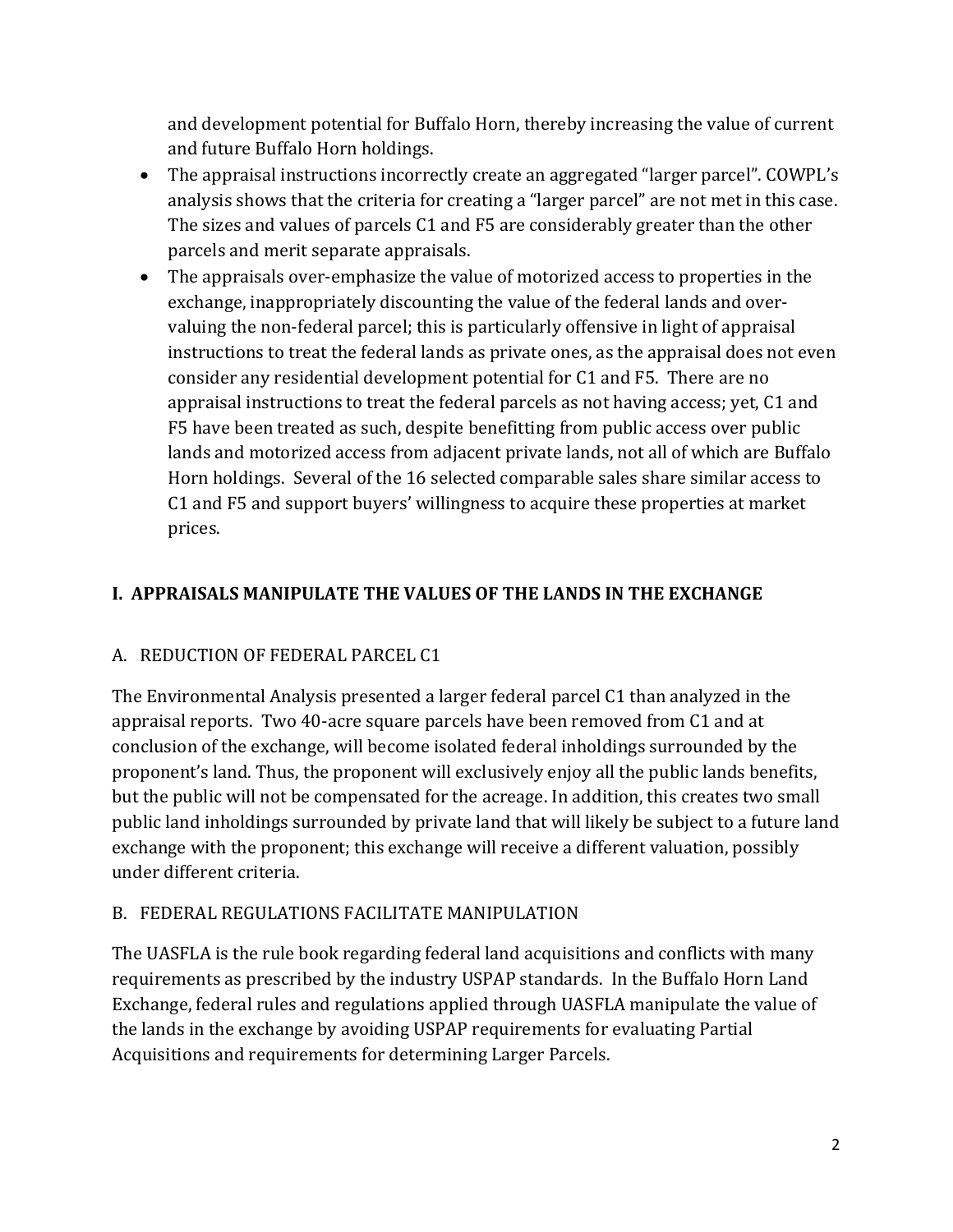and development potential for Buffalo Horn, thereby increasing the value of current and future Buffalo Horn holdings.

- The appraisal instructions incorrectly create an aggregated "larger parcel". COWPL's analysis shows that the criteria for creating a "larger parcel" are not met in this case. The sizes and values of parcels C1 and F5 are considerably greater than the other parcels and merit separate appraisals.
- The appraisals over-emphasize the value of motorized access to properties in the exchange, inappropriately discounting the value of the federal lands and over-valuing the non-federal parcel; this is particularly offensive in light of appraisal instructions to treat the federal lands as private ones, as the appraisal does not even consider any residential development potential for C1 and F5. There are no appraisal instructions to treat the federal parcels as not having access; yet, C1 and F5 have been treated as such, despite benefitting from public access over public lands and motorized access from adjacent private lands, not all of which are Buffalo Horn holdings. Several of the 16 selected comparable sales share similar access to C1 and F5 and support buyers' willingness to acquire these properties at market prices.

## I. APPRAISALS MANIPULATE THE VALUES OF THE LANDS IN THE EXCHANGE

### A. REDUCTION OF FEDERAL PARCEL C1

The Environmental Analysis presented a larger federal parcel C1 than analyzed in the appraisal reports. Two 40-acre square parcels have been removed from C1 and at conclusion of the exchange, will become isolated federal inholdings surrounded by the proponent's land. Thus, the proponent will exclusively enjoy all the public lands benefits, but the public will not be compensated for the acreage. In addition, this creates two small public land inholdings surrounded by private land that will likely be subject to a future land exchange with the proponent; this exchange will receive a different valuation, possibly under different criteria.

### B. FEDERAL REGULATIONS FACILITATE MANIPULATION

The UASFLA is the rule book regarding federal land acquisitions and conflicts with many requirements as prescribed by the industry USPAP standards. In the Buffalo Horn Land Exchange, federal rules and regulations applied through UASFLA manipulate the value of the lands in the exchange by avoiding USPAP requirements for evaluating Partial Acquisitions and requirements for determining Larger Parcels.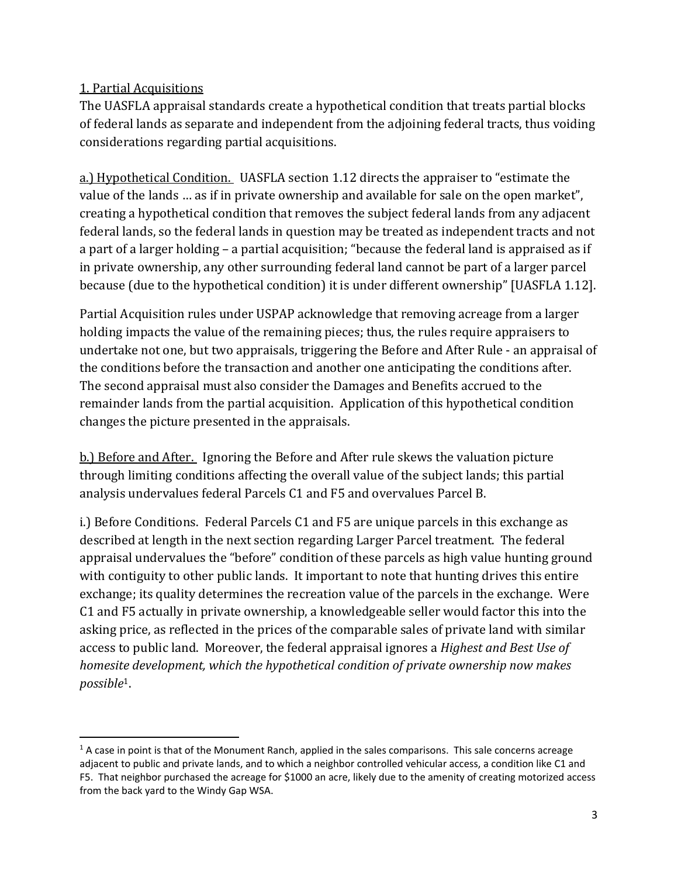1. Partial Acquisitions

The UASFLA appraisal standards create a hypothetical condition that treats partial blocks of federal lands as separate and independent from the adjoining federal tracts, thus voiding considerations regarding partial acquisitions.

a.) Hypothetical Condition. UASFLA section 1.12 directs the appraiser to "estimate the value of the lands … as if in private ownership and available for sale on the open market", creating a hypothetical condition that removes the subject federal lands from any adjacent federal lands, so the federal lands in question may be treated as independent tracts and not a part of a larger holding – a partial acquisition; "because the federal land is appraised as if in private ownership, any other surrounding federal land cannot be part of a larger parcel because (due to the hypothetical condition) it is under different ownership" [UASFLA 1.12].

Partial Acquisition rules under USPAP acknowledge that removing acreage from a larger holding impacts the value of the remaining pieces; thus, the rules require appraisers to undertake not one, but two appraisals, triggering the Before and After Rule - an appraisal of the conditions before the transaction and another one anticipating the conditions after. The second appraisal must also consider the Damages and Benefits accrued to the remainder lands from the partial acquisition. Application of this hypothetical condition changes the picture presented in the appraisals.

b.) Before and After. Ignoring the Before and After rule skews the valuation picture through limiting conditions affecting the overall value of the subject lands; this partial analysis undervalues federal Parcels C1 and F5 and overvalues Parcel B.

i.) Before Conditions. Federal Parcels C1 and F5 are unique parcels in this exchange as described at length in the next section regarding Larger Parcel treatment. The federal appraisal undervalues the "before" condition of these parcels as high value hunting ground with contiguity to other public lands. It important to note that hunting drives this entire exchange; its quality determines the recreation value of the parcels in the exchange. Were C1 and F5 actually in private ownership, a knowledgeable seller would factor this into the asking price, as reflected in the prices of the comparable sales of private land with similar access to public land. Moreover, the federal appraisal ignores a *Highest and Best Use of homesite development, which the hypothetical condition of private ownership now makes possible*[1].

[1] A case in point is that of the Monument Ranch, applied in the sales comparisons. This sale concerns acreage adjacent to public and private lands, and to which a neighbor controlled vehicular access, a condition like C1 and F5. That neighbor purchased the acreage for $1000 an acre, likely due to the amenity of creating motorized access from the back yard to the Windy Gap WSA.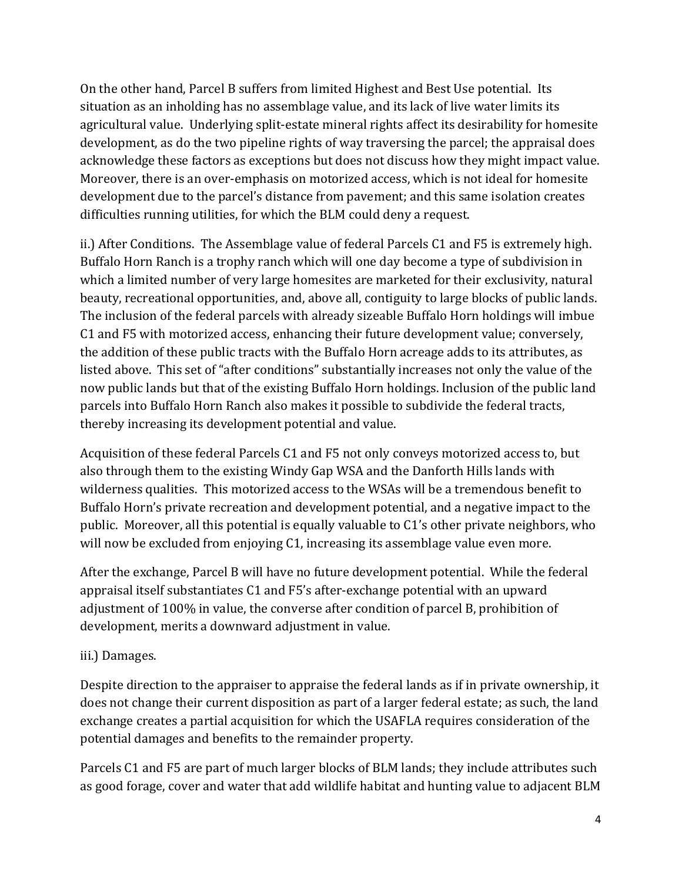On the other hand, Parcel B suffers from limited Highest and Best Use potential. Its situation as an inholding has no assemblage value, and its lack of live water limits its agricultural value. Underlying split-estate mineral rights affect its desirability for homesite development, as do the two pipeline rights of way traversing the parcel; the appraisal does acknowledge these factors as exceptions but does not discuss how they might impact value. Moreover, there is an over-emphasis on motorized access, which is not ideal for homesite development due to the parcel's distance from pavement; and this same isolation creates difficulties running utilities, for which the BLM could deny a request.

ii.) After Conditions. The Assemblage value of federal Parcels C1 and F5 is extremely high. Buffalo Horn Ranch is a trophy ranch which will one day become a type of subdivision in which a limited number of very large homesites are marketed for their exclusivity, natural beauty, recreational opportunities, and, above all, contiguity to large blocks of public lands. The inclusion of the federal parcels with already sizeable Buffalo Horn holdings will imbue C1 and F5 with motorized access, enhancing their future development value; conversely, the addition of these public tracts with the Buffalo Horn acreage adds to its attributes, as listed above. This set of "after conditions" substantially increases not only the value of the now public lands but that of the existing Buffalo Horn holdings. Inclusion of the public land parcels into Buffalo Horn Ranch also makes it possible to subdivide the federal tracts, thereby increasing its development potential and value.

Acquisition of these federal Parcels C1 and F5 not only conveys motorized access to, but also through them to the existing Windy Gap WSA and the Danforth Hills lands with wilderness qualities. This motorized access to the WSAs will be a tremendous benefit to Buffalo Horn's private recreation and development potential, and a negative impact to the public. Moreover, all this potential is equally valuable to C1's other private neighbors, who will now be excluded from enjoying C1, increasing its assemblage value even more.

After the exchange, Parcel B will have no future development potential. While the federal appraisal itself substantiates C1 and F5's after-exchange potential with an upward adjustment of 100% in value, the converse after condition of parcel B, prohibition of development, merits a downward adjustment in value.

iii.) Damages.

Despite direction to the appraiser to appraise the federal lands as if in private ownership, it does not change their current disposition as part of a larger federal estate; as such, the land exchange creates a partial acquisition for which the USAFLA requires consideration of the potential damages and benefits to the remainder property.

Parcels C1 and F5 are part of much larger blocks of BLM lands; they include attributes such as good forage, cover and water that add wildlife habitat and hunting value to adjacent BLM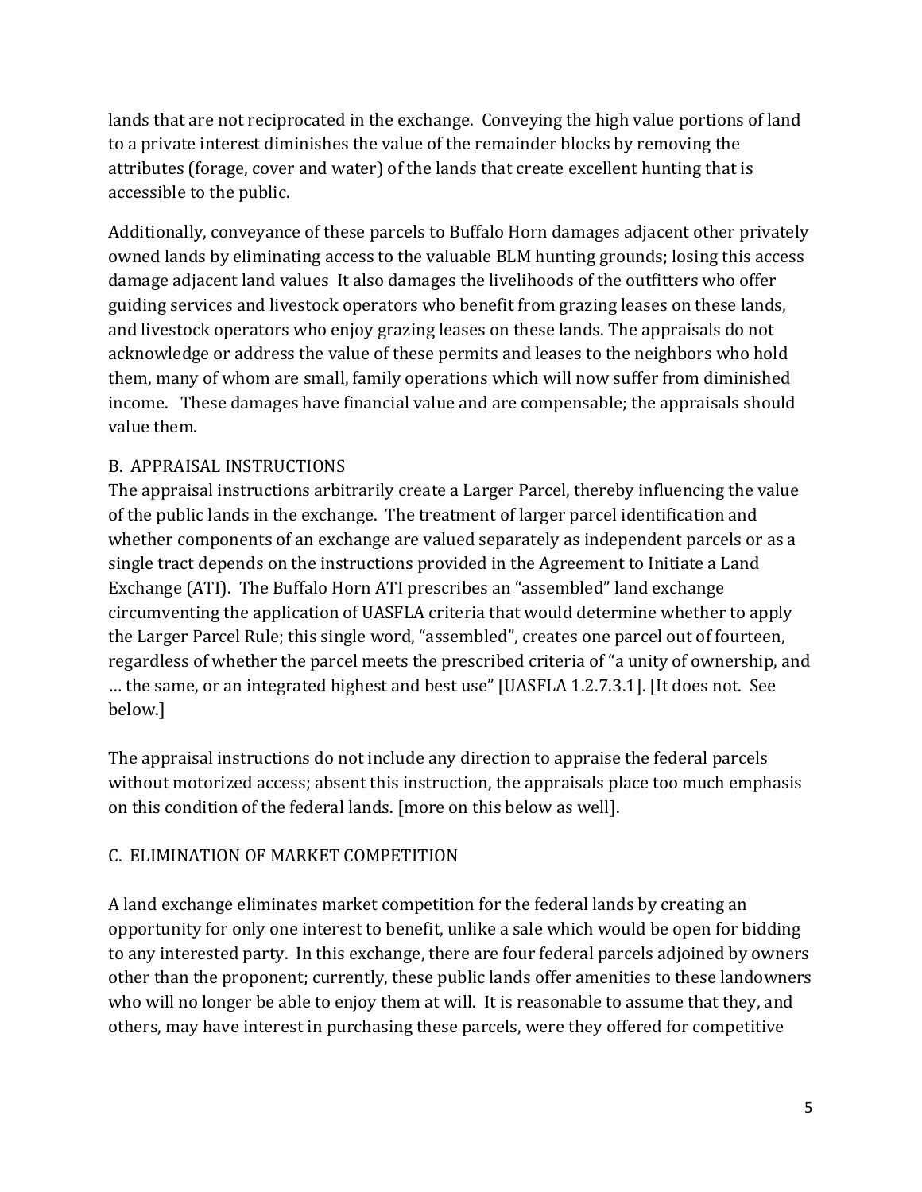lands that are not reciprocated in the exchange. Conveying the high value portions of land to a private interest diminishes the value of the remainder blocks by removing the attributes (forage, cover and water) of the lands that create excellent hunting that is accessible to the public.

Additionally, conveyance of these parcels to Buffalo Horn damages adjacent other privately owned lands by eliminating access to the valuable BLM hunting grounds; losing this access damage adjacent land values It also damages the livelihoods of the outfitters who offer guiding services and livestock operators who benefit from grazing leases on these lands, and livestock operators who enjoy grazing leases on these lands. The appraisals do not acknowledge or address the value of these permits and leases to the neighbors who hold them, many of whom are small, family operations which will now suffer from diminished income. These damages have financial value and are compensable; the appraisals should value them.

B. APPRAISAL INSTRUCTIONS

The appraisal instructions arbitrarily create a Larger Parcel, thereby influencing the value of the public lands in the exchange. The treatment of larger parcel identification and whether components of an exchange are valued separately as independent parcels or as a single tract depends on the instructions provided in the Agreement to Initiate a Land Exchange (ATI). The Buffalo Horn ATI prescribes an "assembled" land exchange circumventing the application of UASFLA criteria that would determine whether to apply the Larger Parcel Rule; this single word, "assembled", creates one parcel out of fourteen, regardless of whether the parcel meets the prescribed criteria of "a unity of ownership, and … the same, or an integrated highest and best use" [UASFLA 1.2.7.3.1]. [It does not. See below.]

The appraisal instructions do not include any direction to appraise the federal parcels without motorized access; absent this instruction, the appraisals place too much emphasis on this condition of the federal lands. [more on this below as well].

C. ELIMINATION OF MARKET COMPETITION

A land exchange eliminates market competition for the federal lands by creating an opportunity for only one interest to benefit, unlike a sale which would be open for bidding to any interested party. In this exchange, there are four federal parcels adjoined by owners other than the proponent; currently, these public lands offer amenities to these landowners who will no longer be able to enjoy them at will. It is reasonable to assume that they, and others, may have interest in purchasing these parcels, were they offered for competitive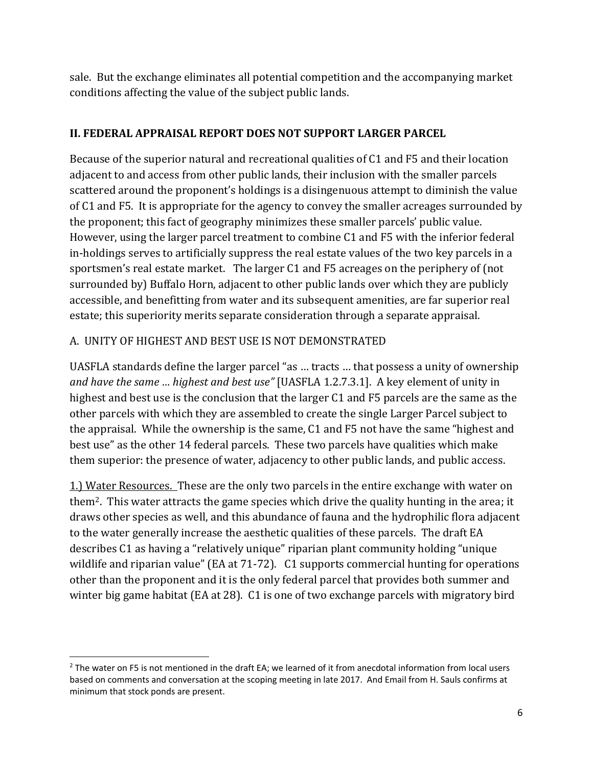sale. But the exchange eliminates all potential competition and the accompanying market conditions affecting the value of the subject public lands.

## II. FEDERAL APPRAISAL REPORT DOES NOT SUPPORT LARGER PARCEL

Because of the superior natural and recreational qualities of C1 and F5 and their location adjacent to and access from other public lands, their inclusion with the smaller parcels scattered around the proponent's holdings is a disingenuous attempt to diminish the value of C1 and F5. It is appropriate for the agency to convey the smaller acreages surrounded by the proponent; this fact of geography minimizes these smaller parcels' public value. However, using the larger parcel treatment to combine C1 and F5 with the inferior federal in-holdings serves to artificially suppress the real estate values of the two key parcels in a sportsmen's real estate market. The larger C1 and F5 acreages on the periphery of (not surrounded by) Buffalo Horn, adjacent to other public lands over which they are publicly accessible, and benefitting from water and its subsequent amenities, are far superior real estate; this superiority merits separate consideration through a separate appraisal.

### A. UNITY OF HIGHEST AND BEST USE IS NOT DEMONSTRATED

UASFLA standards define the larger parcel "as … tracts … that possess a unity of ownership *and have the same … highest and best use"* [UASFLA 1.2.7.3.1]. A key element of unity in highest and best use is the conclusion that the larger C1 and F5 parcels are the same as the other parcels with which they are assembled to create the single Larger Parcel subject to the appraisal. While the ownership is the same, C1 and F5 not have the same "highest and best use" as the other 14 federal parcels. These two parcels have qualities which make them superior: the presence of water, adjacency to other public lands, and public access.

<u>1.) Water Resources.</u> These are the only two parcels in the entire exchange with water on them[2]. This water attracts the game species which drive the quality hunting in the area; it draws other species as well, and this abundance of fauna and the hydrophilic flora adjacent to the water generally increase the aesthetic qualities of these parcels. The draft EA describes C1 as having a "relatively unique" riparian plant community holding "unique wildlife and riparian value" (EA at 71-72). C1 supports commercial hunting for operations other than the proponent and it is the only federal parcel that provides both summer and winter big game habitat (EA at 28). C1 is one of two exchange parcels with migratory bird

[2] The water on F5 is not mentioned in the draft EA; we learned of it from anecdotal information from local users based on comments and conversation at the scoping meeting in late 2017. And Email from H. Sauls confirms at minimum that stock ponds are present.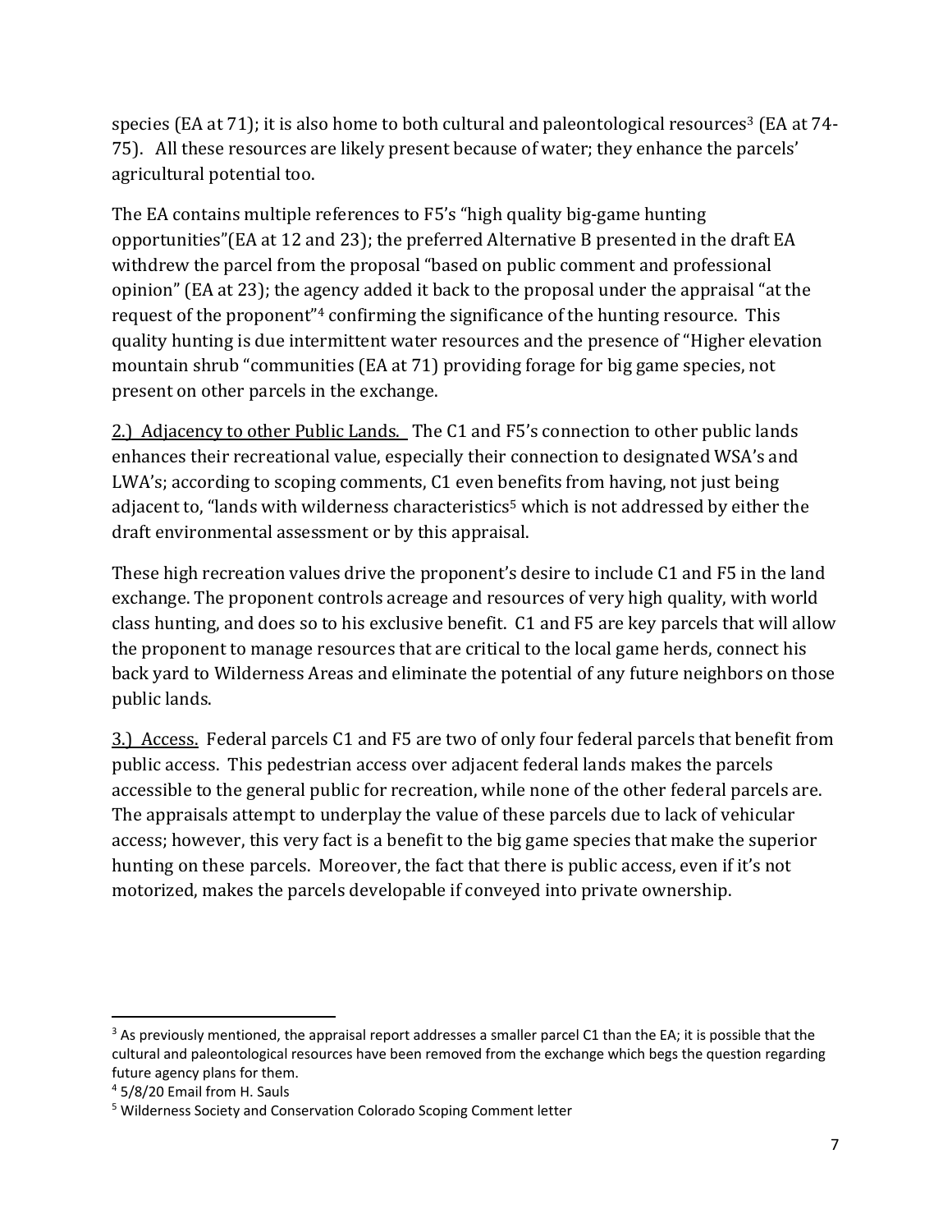species (EA at 71); it is also home to both cultural and paleontological resources[3] (EA at 74-75). All these resources are likely present because of water; they enhance the parcels' agricultural potential too.

The EA contains multiple references to F5's "high quality big-game hunting opportunities"(EA at 12 and 23); the preferred Alternative B presented in the draft EA withdrew the parcel from the proposal "based on public comment and professional opinion" (EA at 23); the agency added it back to the proposal under the appraisal "at the request of the proponent"[4] confirming the significance of the hunting resource. This quality hunting is due intermittent water resources and the presence of "Higher elevation mountain shrub "communities (EA at 71) providing forage for big game species, not present on other parcels in the exchange.

<u>2.) Adjacency to other Public Lands.</u> The C1 and F5's connection to other public lands enhances their recreational value, especially their connection to designated WSA's and LWA's; according to scoping comments, C1 even benefits from having, not just being adjacent to, "lands with wilderness characteristics[5] which is not addressed by either the draft environmental assessment or by this appraisal.

These high recreation values drive the proponent's desire to include C1 and F5 in the land exchange. The proponent controls acreage and resources of very high quality, with world class hunting, and does so to his exclusive benefit. C1 and F5 are key parcels that will allow the proponent to manage resources that are critical to the local game herds, connect his back yard to Wilderness Areas and eliminate the potential of any future neighbors on those public lands.

<u>3.) Access.</u> Federal parcels C1 and F5 are two of only four federal parcels that benefit from public access. This pedestrian access over adjacent federal lands makes the parcels accessible to the general public for recreation, while none of the other federal parcels are. The appraisals attempt to underplay the value of these parcels due to lack of vehicular access; however, this very fact is a benefit to the big game species that make the superior hunting on these parcels. Moreover, the fact that there is public access, even if it's not motorized, makes the parcels developable if conveyed into private ownership.

---

[3] As previously mentioned, the appraisal report addresses a smaller parcel C1 than the EA; it is possible that the cultural and paleontological resources have been removed from the exchange which begs the question regarding future agency plans for them.

[4] 5/8/20 Email from H. Sauls

[5] Wilderness Society and Conservation Colorado Scoping Comment letter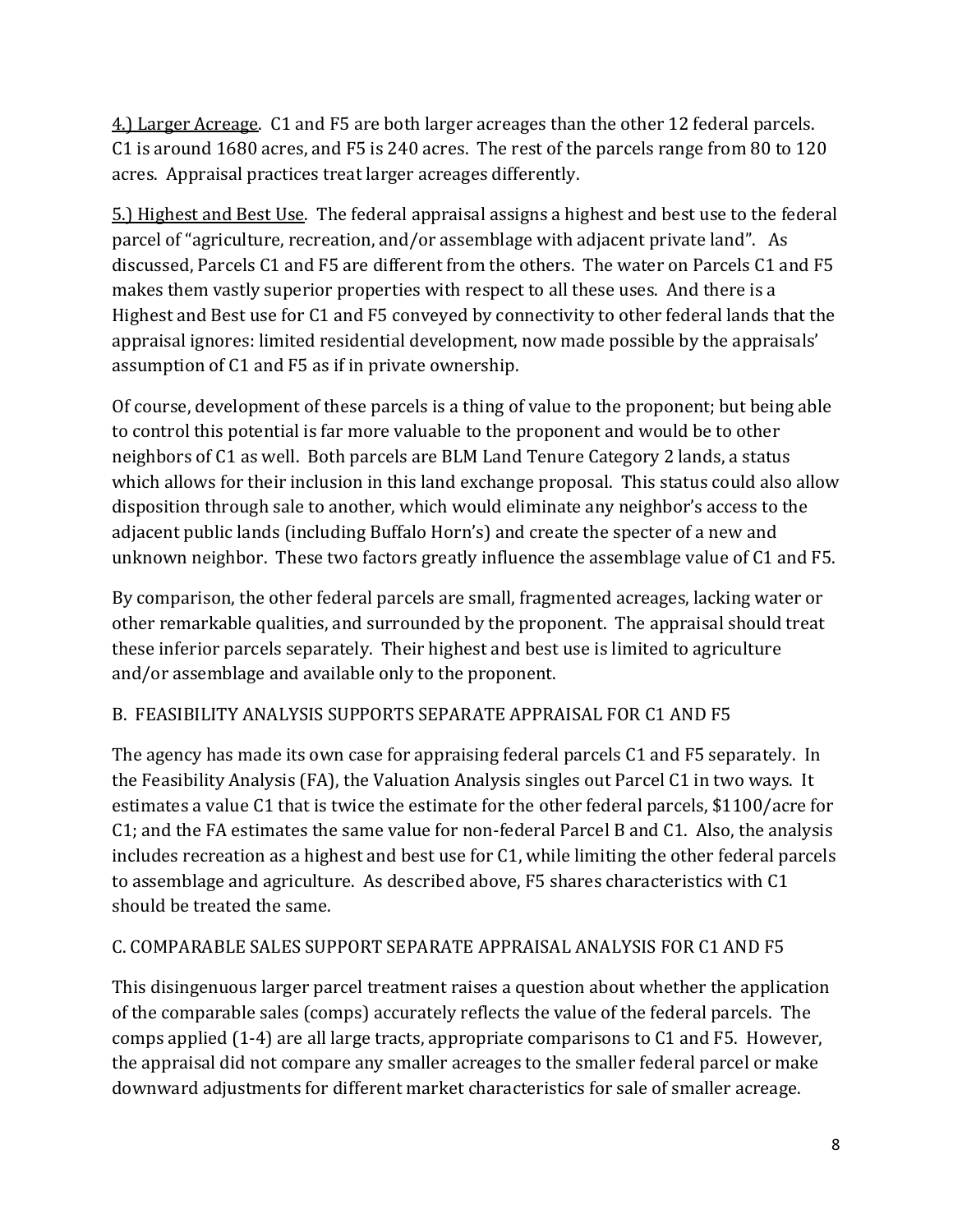4.) Larger Acreage. C1 and F5 are both larger acreages than the other 12 federal parcels. C1 is around 1680 acres, and F5 is 240 acres. The rest of the parcels range from 80 to 120 acres. Appraisal practices treat larger acreages differently.

5.) Highest and Best Use. The federal appraisal assigns a highest and best use to the federal parcel of "agriculture, recreation, and/or assemblage with adjacent private land". As discussed, Parcels C1 and F5 are different from the others. The water on Parcels C1 and F5 makes them vastly superior properties with respect to all these uses. And there is a Highest and Best use for C1 and F5 conveyed by connectivity to other federal lands that the appraisal ignores: limited residential development, now made possible by the appraisals' assumption of C1 and F5 as if in private ownership.

Of course, development of these parcels is a thing of value to the proponent; but being able to control this potential is far more valuable to the proponent and would be to other neighbors of C1 as well. Both parcels are BLM Land Tenure Category 2 lands, a status which allows for their inclusion in this land exchange proposal. This status could also allow disposition through sale to another, which would eliminate any neighbor's access to the adjacent public lands (including Buffalo Horn's) and create the specter of a new and unknown neighbor. These two factors greatly influence the assemblage value of C1 and F5.

By comparison, the other federal parcels are small, fragmented acreages, lacking water or other remarkable qualities, and surrounded by the proponent. The appraisal should treat these inferior parcels separately. Their highest and best use is limited to agriculture and/or assemblage and available only to the proponent.

B. FEASIBILITY ANALYSIS SUPPORTS SEPARATE APPRAISAL FOR C1 AND F5

The agency has made its own case for appraising federal parcels C1 and F5 separately. In the Feasibility Analysis (FA), the Valuation Analysis singles out Parcel C1 in two ways. It estimates a value C1 that is twice the estimate for the other federal parcels, $1100/acre for C1; and the FA estimates the same value for non-federal Parcel B and C1. Also, the analysis includes recreation as a highest and best use for C1, while limiting the other federal parcels to assemblage and agriculture. As described above, F5 shares characteristics with C1 should be treated the same.

C. COMPARABLE SALES SUPPORT SEPARATE APPRAISAL ANALYSIS FOR C1 AND F5

This disingenuous larger parcel treatment raises a question about whether the application of the comparable sales (comps) accurately reflects the value of the federal parcels. The comps applied (1-4) are all large tracts, appropriate comparisons to C1 and F5. However, the appraisal did not compare any smaller acreages to the smaller federal parcel or make downward adjustments for different market characteristics for sale of smaller acreage.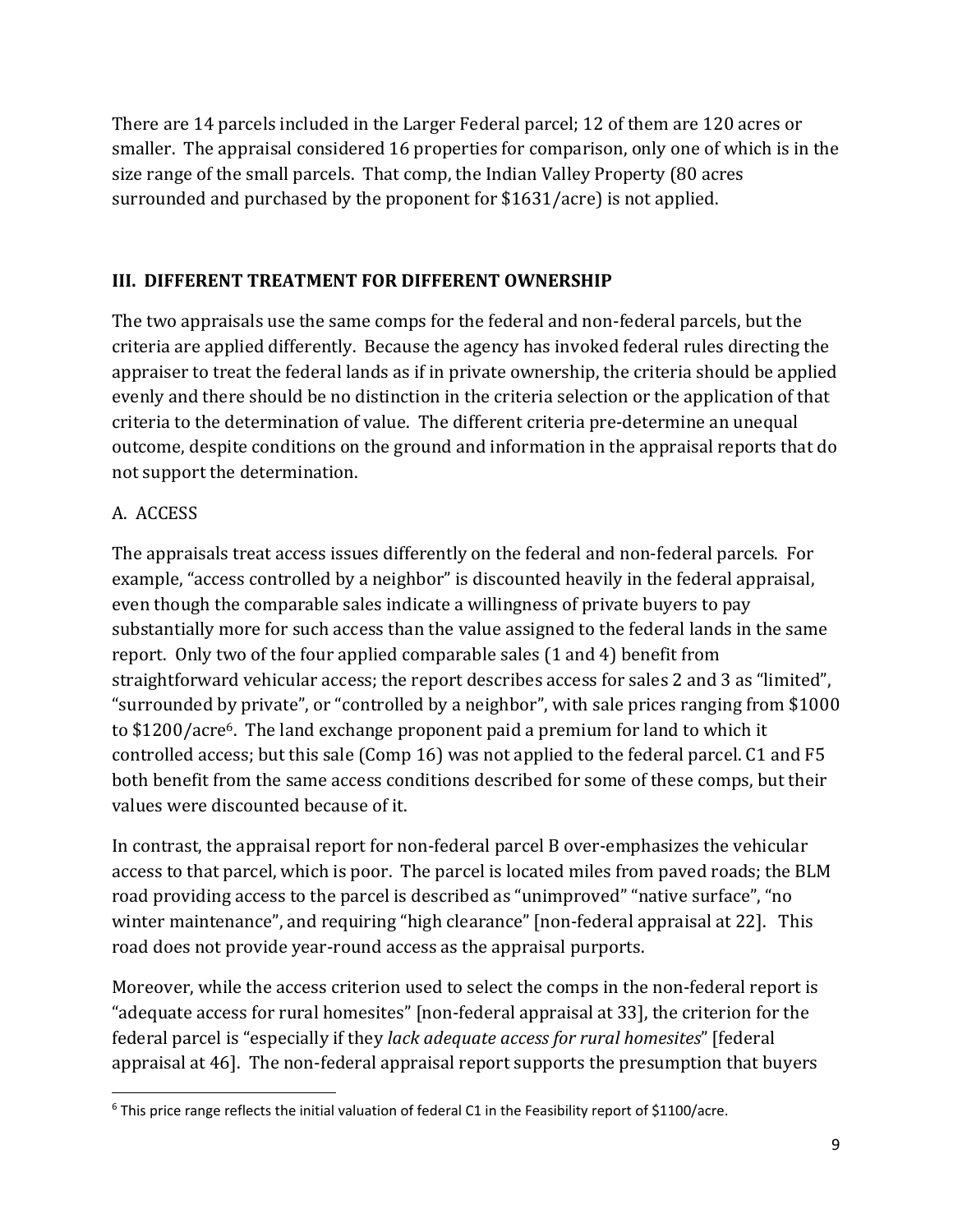There are 14 parcels included in the Larger Federal parcel; 12 of them are 120 acres or smaller. The appraisal considered 16 properties for comparison, only one of which is in the size range of the small parcels. That comp, the Indian Valley Property (80 acres surrounded and purchased by the proponent for $1631/acre) is not applied.

## III. DIFFERENT TREATMENT FOR DIFFERENT OWNERSHIP

The two appraisals use the same comps for the federal and non-federal parcels, but the criteria are applied differently. Because the agency has invoked federal rules directing the appraiser to treat the federal lands as if in private ownership, the criteria should be applied evenly and there should be no distinction in the criteria selection or the application of that criteria to the determination of value. The different criteria pre-determine an unequal outcome, despite conditions on the ground and information in the appraisal reports that do not support the determination.

### A. ACCESS

The appraisals treat access issues differently on the federal and non-federal parcels. For example, "access controlled by a neighbor" is discounted heavily in the federal appraisal, even though the comparable sales indicate a willingness of private buyers to pay substantially more for such access than the value assigned to the federal lands in the same report. Only two of the four applied comparable sales (1 and 4) benefit from straightforward vehicular access; the report describes access for sales 2 and 3 as "limited", "surrounded by private", or "controlled by a neighbor", with sale prices ranging from $1000 to $1200/acre[6]. The land exchange proponent paid a premium for land to which it controlled access; but this sale (Comp 16) was not applied to the federal parcel. C1 and F5 both benefit from the same access conditions described for some of these comps, but their values were discounted because of it.

In contrast, the appraisal report for non-federal parcel B over-emphasizes the vehicular access to that parcel, which is poor. The parcel is located miles from paved roads; the BLM road providing access to the parcel is described as "unimproved" "native surface", "no winter maintenance", and requiring "high clearance" [non-federal appraisal at 22]. This road does not provide year-round access as the appraisal purports.

Moreover, while the access criterion used to select the comps in the non-federal report is "adequate access for rural homesites" [non-federal appraisal at 33], the criterion for the federal parcel is "especially if they *lack adequate access for rural homesites*" [federal appraisal at 46]. The non-federal appraisal report supports the presumption that buyers

---

[6] This price range reflects the initial valuation of federal C1 in the Feasibility report of $1100/acre.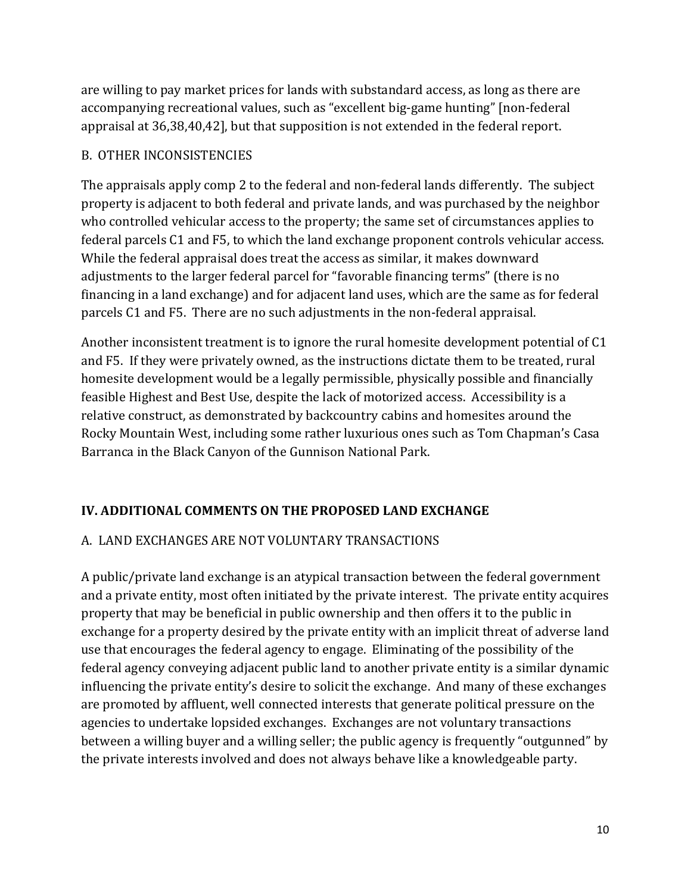are willing to pay market prices for lands with substandard access, as long as there are accompanying recreational values, such as "excellent big-game hunting" [non-federal appraisal at 36,38,40,42], but that supposition is not extended in the federal report.

### B. OTHER INCONSISTENCIES

The appraisals apply comp 2 to the federal and non-federal lands differently. The subject property is adjacent to both federal and private lands, and was purchased by the neighbor who controlled vehicular access to the property; the same set of circumstances applies to federal parcels C1 and F5, to which the land exchange proponent controls vehicular access. While the federal appraisal does treat the access as similar, it makes downward adjustments to the larger federal parcel for "favorable financing terms" (there is no financing in a land exchange) and for adjacent land uses, which are the same as for federal parcels C1 and F5. There are no such adjustments in the non-federal appraisal.

Another inconsistent treatment is to ignore the rural homesite development potential of C1 and F5. If they were privately owned, as the instructions dictate them to be treated, rural homesite development would be a legally permissible, physically possible and financially feasible Highest and Best Use, despite the lack of motorized access. Accessibility is a relative construct, as demonstrated by backcountry cabins and homesites around the Rocky Mountain West, including some rather luxurious ones such as Tom Chapman's Casa Barranca in the Black Canyon of the Gunnison National Park.

## IV. ADDITIONAL COMMENTS ON THE PROPOSED LAND EXCHANGE

### A. LAND EXCHANGES ARE NOT VOLUNTARY TRANSACTIONS

A public/private land exchange is an atypical transaction between the federal government and a private entity, most often initiated by the private interest. The private entity acquires property that may be beneficial in public ownership and then offers it to the public in exchange for a property desired by the private entity with an implicit threat of adverse land use that encourages the federal agency to engage. Eliminating of the possibility of the federal agency conveying adjacent public land to another private entity is a similar dynamic influencing the private entity's desire to solicit the exchange. And many of these exchanges are promoted by affluent, well connected interests that generate political pressure on the agencies to undertake lopsided exchanges. Exchanges are not voluntary transactions between a willing buyer and a willing seller; the public agency is frequently "outgunned" by the private interests involved and does not always behave like a knowledgeable party.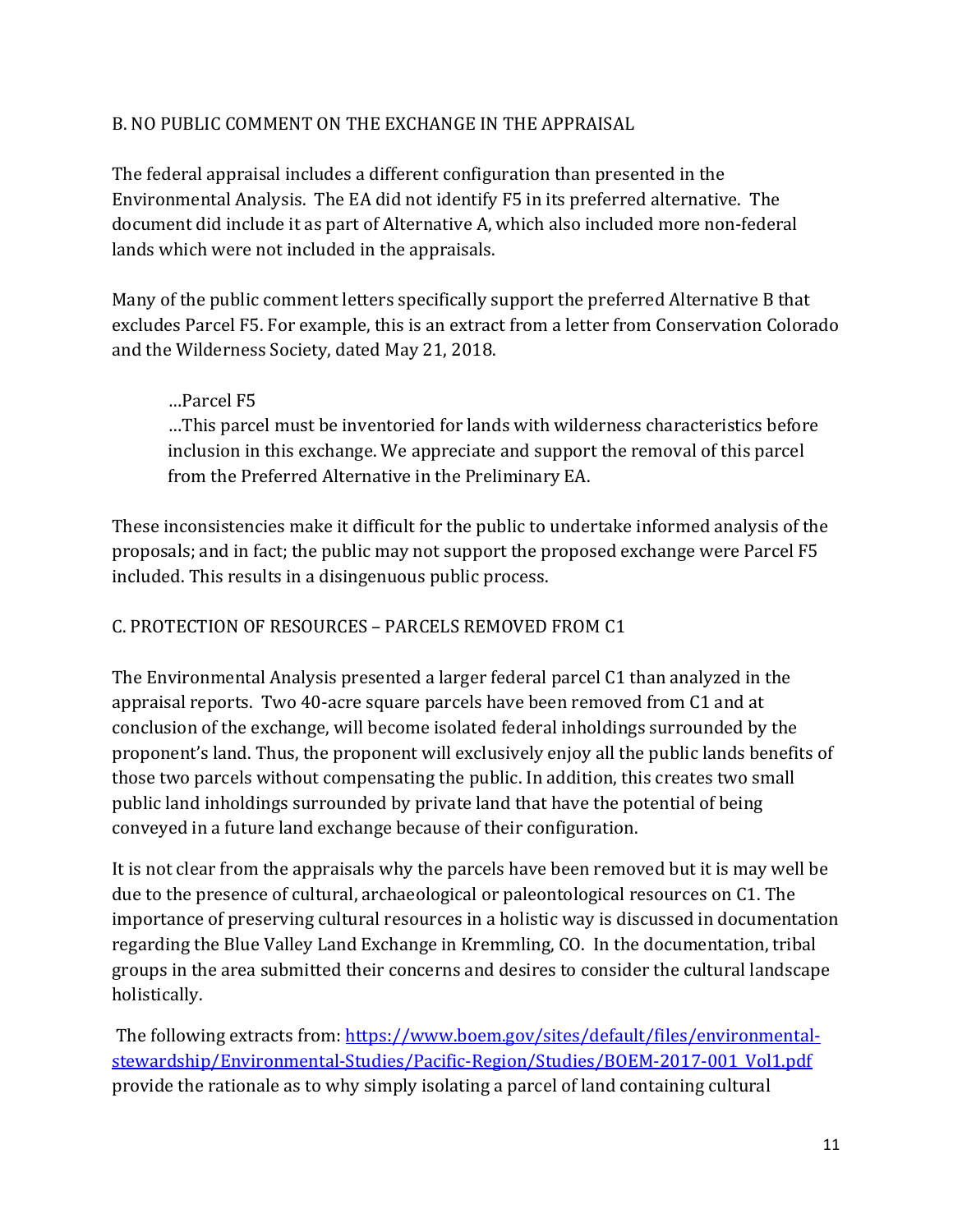## B. NO PUBLIC COMMENT ON THE EXCHANGE IN THE APPRAISAL

The federal appraisal includes a different configuration than presented in the Environmental Analysis. The EA did not identify F5 in its preferred alternative. The document did include it as part of Alternative A, which also included more non-federal lands which were not included in the appraisals.

Many of the public comment letters specifically support the preferred Alternative B that excludes Parcel F5. For example, this is an extract from a letter from Conservation Colorado and the Wilderness Society, dated May 21, 2018.

> …Parcel F5
> …This parcel must be inventoried for lands with wilderness characteristics before inclusion in this exchange. We appreciate and support the removal of this parcel from the Preferred Alternative in the Preliminary EA.

These inconsistencies make it difficult for the public to undertake informed analysis of the proposals; and in fact; the public may not support the proposed exchange were Parcel F5 included. This results in a disingenuous public process.

## C. PROTECTION OF RESOURCES – PARCELS REMOVED FROM C1

The Environmental Analysis presented a larger federal parcel C1 than analyzed in the appraisal reports. Two 40-acre square parcels have been removed from C1 and at conclusion of the exchange, will become isolated federal inholdings surrounded by the proponent's land. Thus, the proponent will exclusively enjoy all the public lands benefits of those two parcels without compensating the public. In addition, this creates two small public land inholdings surrounded by private land that have the potential of being conveyed in a future land exchange because of their configuration.

It is not clear from the appraisals why the parcels have been removed but it is may well be due to the presence of cultural, archaeological or paleontological resources on C1. The importance of preserving cultural resources in a holistic way is discussed in documentation regarding the Blue Valley Land Exchange in Kremmling, CO. In the documentation, tribal groups in the area submitted their concerns and desires to consider the cultural landscape holistically.

The following extracts from: [https://www.boem.gov/sites/default/files/environmental-stewardship/Environmental-Studies/Pacific-Region/Studies/BOEM-2017-001_Vol1.pdf](https://www.boem.gov/sites/default/files/environmental-stewardship/Environmental-Studies/Pacific-Region/Studies/BOEM-2017-001_Vol1.pdf) provide the rationale as to why simply isolating a parcel of land containing cultural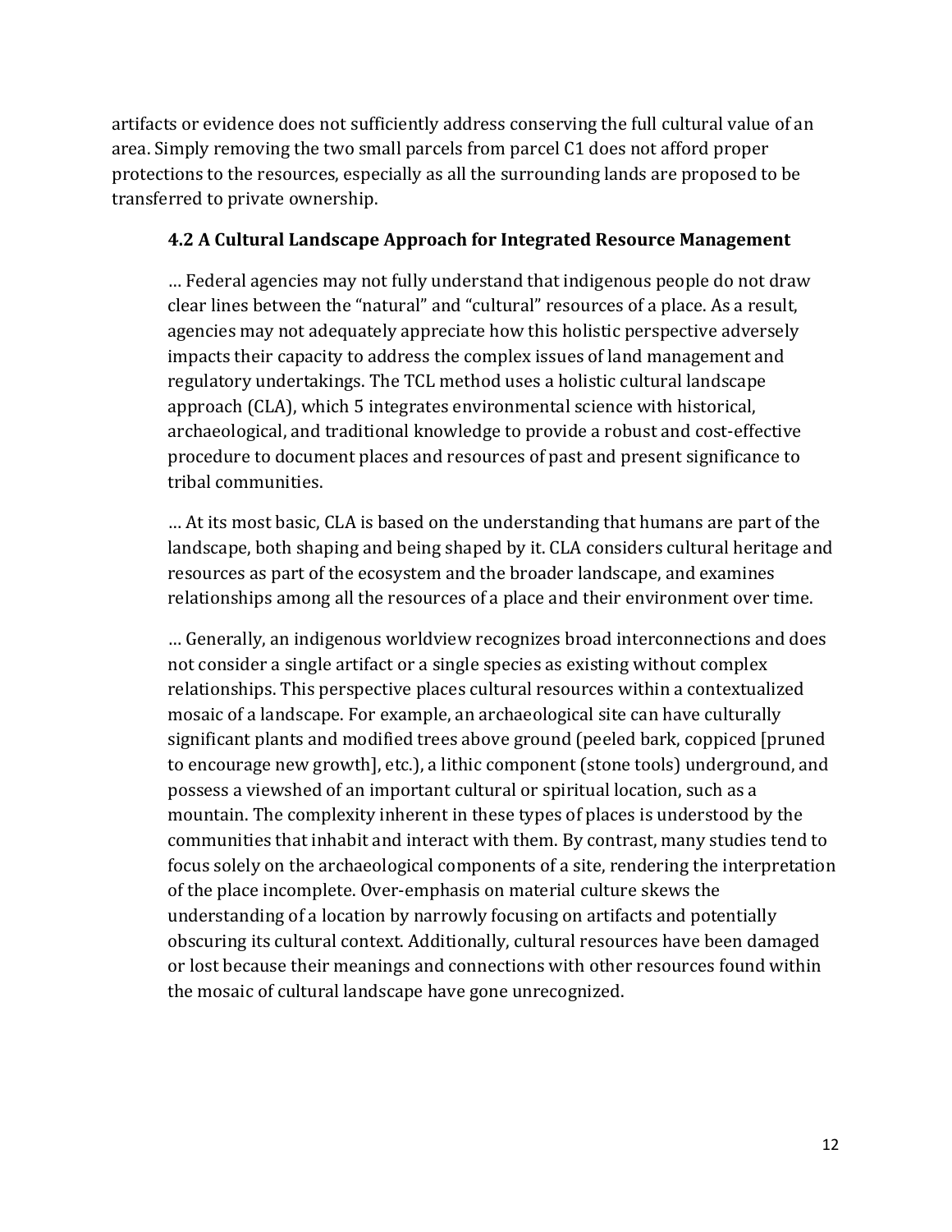artifacts or evidence does not sufficiently address conserving the full cultural value of an area. Simply removing the two small parcels from parcel C1 does not afford proper protections to the resources, especially as all the surrounding lands are proposed to be transferred to private ownership.

### 4.2 A Cultural Landscape Approach for Integrated Resource Management

> … Federal agencies may not fully understand that indigenous people do not draw clear lines between the "natural" and "cultural" resources of a place. As a result, agencies may not adequately appreciate how this holistic perspective adversely impacts their capacity to address the complex issues of land management and regulatory undertakings. The TCL method uses a holistic cultural landscape approach (CLA), which 5 integrates environmental science with historical, archaeological, and traditional knowledge to provide a robust and cost-effective procedure to document places and resources of past and present significance to tribal communities.
>
> … At its most basic, CLA is based on the understanding that humans are part of the landscape, both shaping and being shaped by it. CLA considers cultural heritage and resources as part of the ecosystem and the broader landscape, and examines relationships among all the resources of a place and their environment over time.
>
> … Generally, an indigenous worldview recognizes broad interconnections and does not consider a single artifact or a single species as existing without complex relationships. This perspective places cultural resources within a contextualized mosaic of a landscape. For example, an archaeological site can have culturally significant plants and modified trees above ground (peeled bark, coppiced [pruned to encourage new growth], etc.), a lithic component (stone tools) underground, and possess a viewshed of an important cultural or spiritual location, such as a mountain. The complexity inherent in these types of places is understood by the communities that inhabit and interact with them. By contrast, many studies tend to focus solely on the archaeological components of a site, rendering the interpretation of the place incomplete. Over-emphasis on material culture skews the understanding of a location by narrowly focusing on artifacts and potentially obscuring its cultural context. Additionally, cultural resources have been damaged or lost because their meanings and connections with other resources found within the mosaic of cultural landscape have gone unrecognized.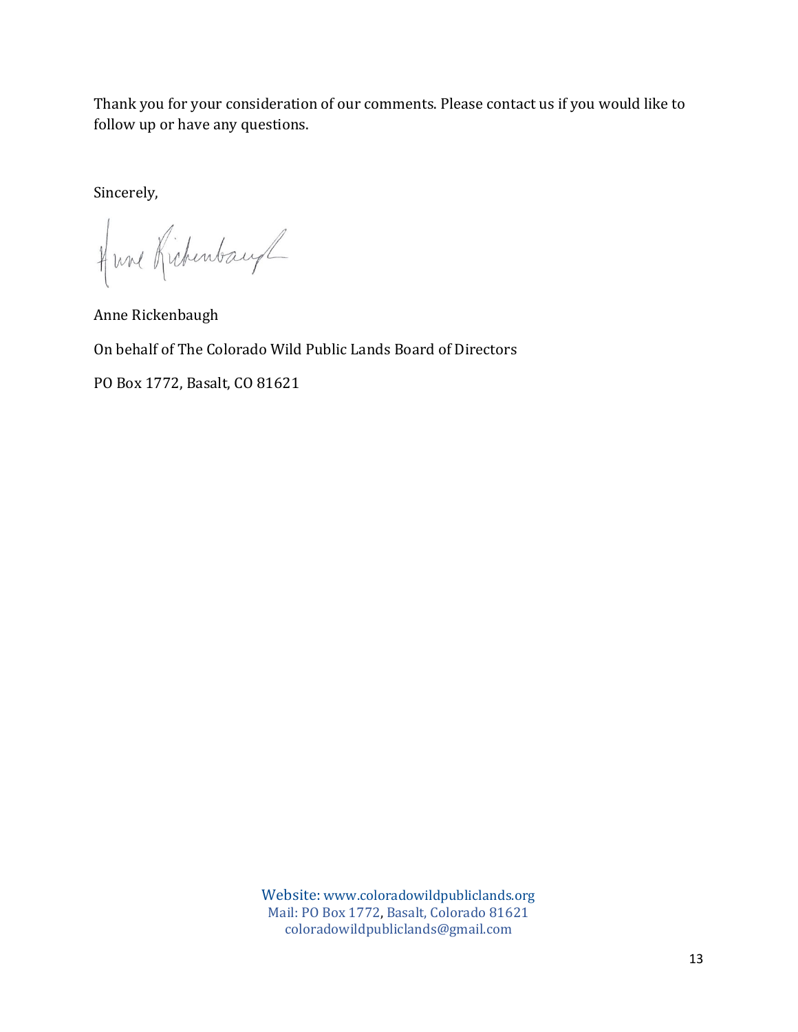Thank you for your consideration of our comments. Please contact us if you would like to follow up or have any questions.

Sincerely,

Anne Rickenbaugh

On behalf of The Colorado Wild Public Lands Board of Directors

PO Box 1772, Basalt, CO 81621

Website: www.coloradowildpubliclands.org
Mail: PO Box 1772, Basalt, Colorado 81621
coloradowildpubliclands@gmail.com